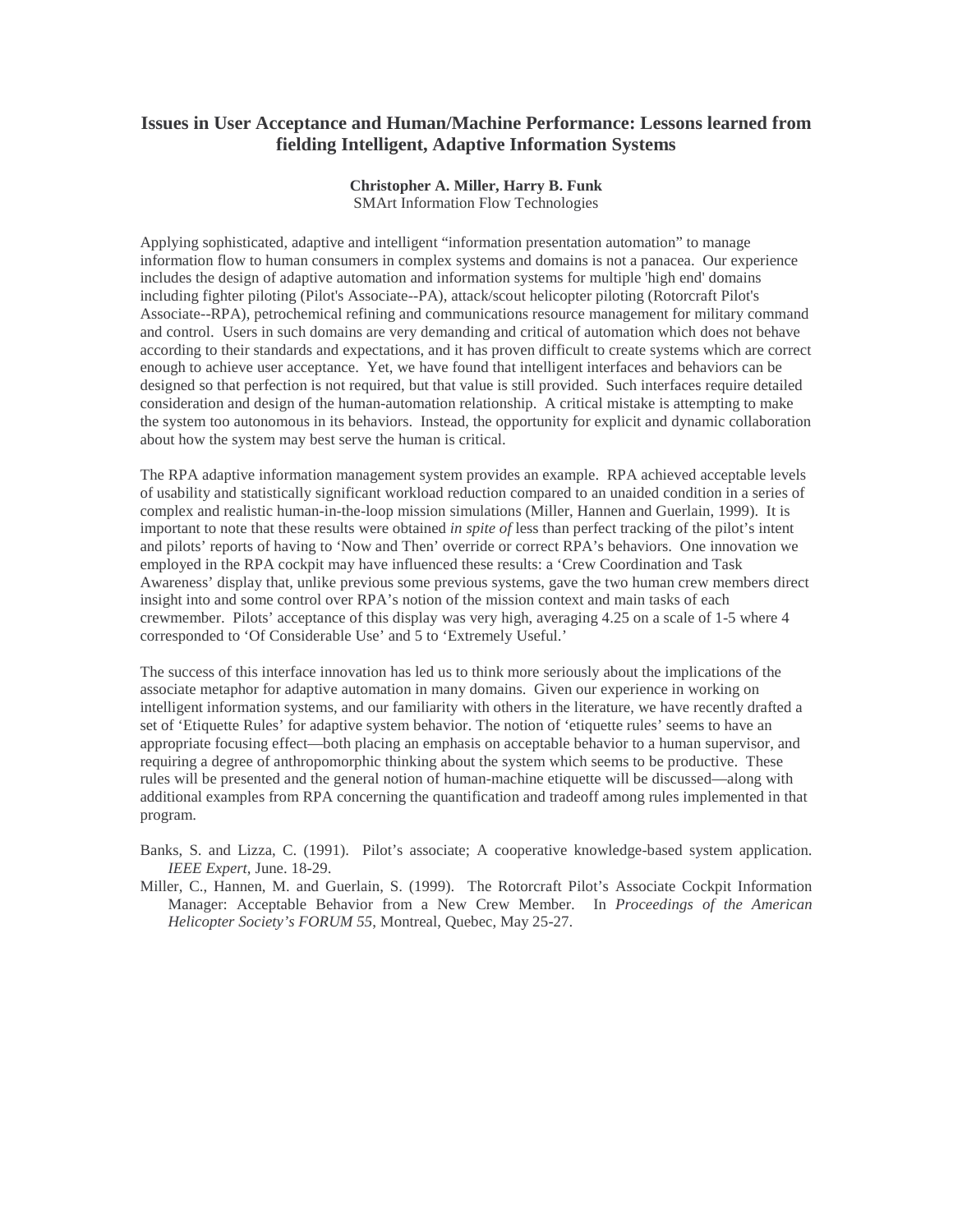# Issues in User Acceptance and Human/Machine Performance: Lessons learned from fielding Intelligent, Adaptive Information Systems

**Christopher A. Miller, Harry B. Funk**
SMArt Information Flow Technologies

Applying sophisticated, adaptive and intelligent "information presentation automation" to manage information flow to human consumers in complex systems and domains is not a panacea. Our experience includes the design of adaptive automation and information systems for multiple 'high end' domains including fighter piloting (Pilot's Associate--PA), attack/scout helicopter piloting (Rotorcraft Pilot's Associate--RPA), petrochemical refining and communications resource management for military command and control. Users in such domains are very demanding and critical of automation which does not behave according to their standards and expectations, and it has proven difficult to create systems which are correct enough to achieve user acceptance. Yet, we have found that intelligent interfaces and behaviors can be designed so that perfection is not required, but that value is still provided. Such interfaces require detailed consideration and design of the human-automation relationship. A critical mistake is attempting to make the system too autonomous in its behaviors. Instead, the opportunity for explicit and dynamic collaboration about how the system may best serve the human is critical.

The RPA adaptive information management system provides an example. RPA achieved acceptable levels of usability and statistically significant workload reduction compared to an unaided condition in a series of complex and realistic human-in-the-loop mission simulations (Miller, Hannen and Guerlain, 1999). It is important to note that these results were obtained *in spite of* less than perfect tracking of the pilot's intent and pilots' reports of having to 'Now and Then' override or correct RPA's behaviors. One innovation we employed in the RPA cockpit may have influenced these results: a 'Crew Coordination and Task Awareness' display that, unlike previous some previous systems, gave the two human crew members direct insight into and some control over RPA's notion of the mission context and main tasks of each crewmember. Pilots' acceptance of this display was very high, averaging 4.25 on a scale of 1-5 where 4 corresponded to 'Of Considerable Use' and 5 to 'Extremely Useful.'

The success of this interface innovation has led us to think more seriously about the implications of the associate metaphor for adaptive automation in many domains. Given our experience in working on intelligent information systems, and our familiarity with others in the literature, we have recently drafted a set of 'Etiquette Rules' for adaptive system behavior. The notion of 'etiquette rules' seems to have an appropriate focusing effect—both placing an emphasis on acceptable behavior to a human supervisor, and requiring a degree of anthropomorphic thinking about the system which seems to be productive. These rules will be presented and the general notion of human-machine etiquette will be discussed—along with additional examples from RPA concerning the quantification and tradeoff among rules implemented in that program.

Banks, S. and Lizza, C. (1991). Pilot's associate; A cooperative knowledge-based system application. *IEEE Expert*, June. 18-29.

Miller, C., Hannen, M. and Guerlain, S. (1999). The Rotorcraft Pilot's Associate Cockpit Information Manager: Acceptable Behavior from a New Crew Member. In *Proceedings of the American Helicopter Society's FORUM 55*, Montreal, Quebec, May 25-27.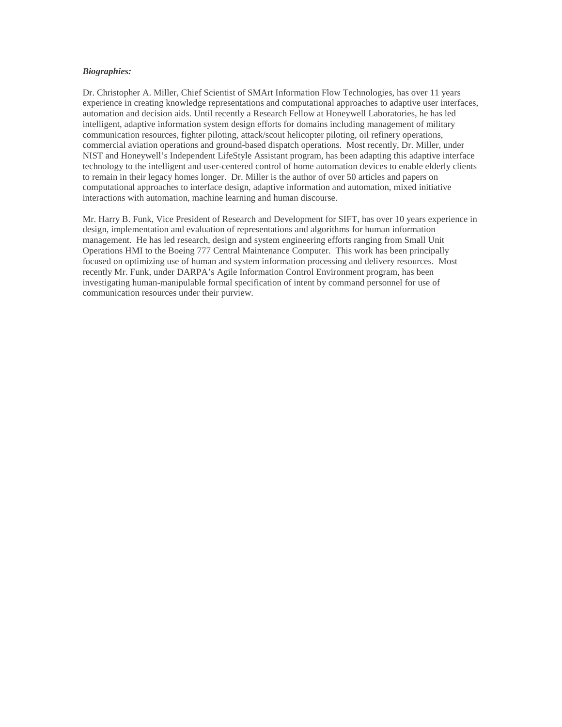***Biographies:***

Dr. Christopher A. Miller, Chief Scientist of SMArt Information Flow Technologies, has over 11 years experience in creating knowledge representations and computational approaches to adaptive user interfaces, automation and decision aids. Until recently a Research Fellow at Honeywell Laboratories, he has led intelligent, adaptive information system design efforts for domains including management of military communication resources, fighter piloting, attack/scout helicopter piloting, oil refinery operations, commercial aviation operations and ground-based dispatch operations. Most recently, Dr. Miller, under NIST and Honeywell's Independent LifeStyle Assistant program, has been adapting this adaptive interface technology to the intelligent and user-centered control of home automation devices to enable elderly clients to remain in their legacy homes longer. Dr. Miller is the author of over 50 articles and papers on computational approaches to interface design, adaptive information and automation, mixed initiative interactions with automation, machine learning and human discourse.

Mr. Harry B. Funk, Vice President of Research and Development for SIFT, has over 10 years experience in design, implementation and evaluation of representations and algorithms for human information management. He has led research, design and system engineering efforts ranging from Small Unit Operations HMI to the Boeing 777 Central Maintenance Computer. This work has been principally focused on optimizing use of human and system information processing and delivery resources. Most recently Mr. Funk, under DARPA's Agile Information Control Environment program, has been investigating human-manipulable formal specification of intent by command personnel for use of communication resources under their purview.